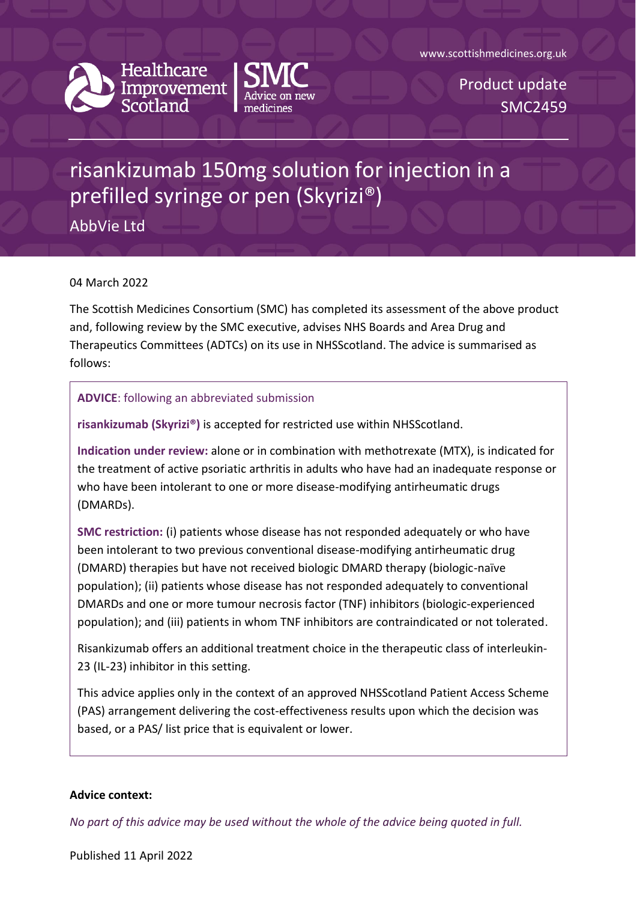www.scottishmedicines.org.uk

Healthcare Improvement Scotland | SMC Advice on new medicines

Product update
SMC2459

# risankizumab 150mg solution for injection in a prefilled syringe or pen (Skyrizi®)

AbbVie Ltd

04 March 2022

The Scottish Medicines Consortium (SMC) has completed its assessment of the above product and, following review by the SMC executive, advises NHS Boards and Area Drug and Therapeutics Committees (ADTCs) on its use in NHSScotland. The advice is summarised as follows:

**ADVICE**: following an abbreviated submission

**risankizumab (Skyrizi®)** is accepted for restricted use within NHSScotland.

**Indication under review:** alone or in combination with methotrexate (MTX), is indicated for the treatment of active psoriatic arthritis in adults who have had an inadequate response or who have been intolerant to one or more disease-modifying antirheumatic drugs (DMARDs).

**SMC restriction:** (i) patients whose disease has not responded adequately or who have been intolerant to two previous conventional disease-modifying antirheumatic drug (DMARD) therapies but have not received biologic DMARD therapy (biologic-naïve population); (ii) patients whose disease has not responded adequately to conventional DMARDs and one or more tumour necrosis factor (TNF) inhibitors (biologic-experienced population); and (iii) patients in whom TNF inhibitors are contraindicated or not tolerated.

Risankizumab offers an additional treatment choice in the therapeutic class of interleukin-23 (IL-23) inhibitor in this setting.

This advice applies only in the context of an approved NHSScotland Patient Access Scheme (PAS) arrangement delivering the cost-effectiveness results upon which the decision was based, or a PAS/ list price that is equivalent or lower.

**Advice context:**

*No part of this advice may be used without the whole of the advice being quoted in full.*

Published 11 April 2022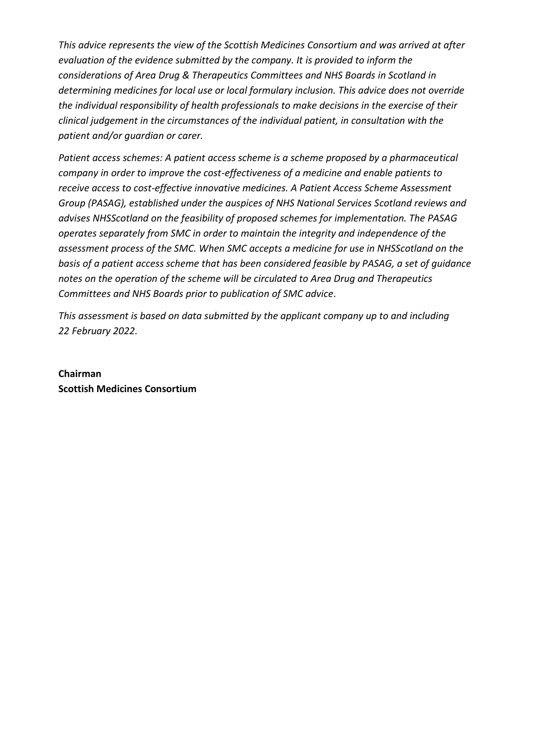*This advice represents the view of the Scottish Medicines Consortium and was arrived at after evaluation of the evidence submitted by the company. It is provided to inform the considerations of Area Drug & Therapeutics Committees and NHS Boards in Scotland in determining medicines for local use or local formulary inclusion. This advice does not override the individual responsibility of health professionals to make decisions in the exercise of their clinical judgement in the circumstances of the individual patient, in consultation with the patient and/or guardian or carer.*

*Patient access schemes: A patient access scheme is a scheme proposed by a pharmaceutical company in order to improve the cost-effectiveness of a medicine and enable patients to receive access to cost-effective innovative medicines. A Patient Access Scheme Assessment Group (PASAG), established under the auspices of NHS National Services Scotland reviews and advises NHSScotland on the feasibility of proposed schemes for implementation. The PASAG operates separately from SMC in order to maintain the integrity and independence of the assessment process of the SMC. When SMC accepts a medicine for use in NHSScotland on the basis of a patient access scheme that has been considered feasible by PASAG, a set of guidance notes on the operation of the scheme will be circulated to Area Drug and Therapeutics Committees and NHS Boards prior to publication of SMC advice*.

*This assessment is based on data submitted by the applicant company up to and including 22 February 2022.*

**Chairman**
**Scottish Medicines Consortium**